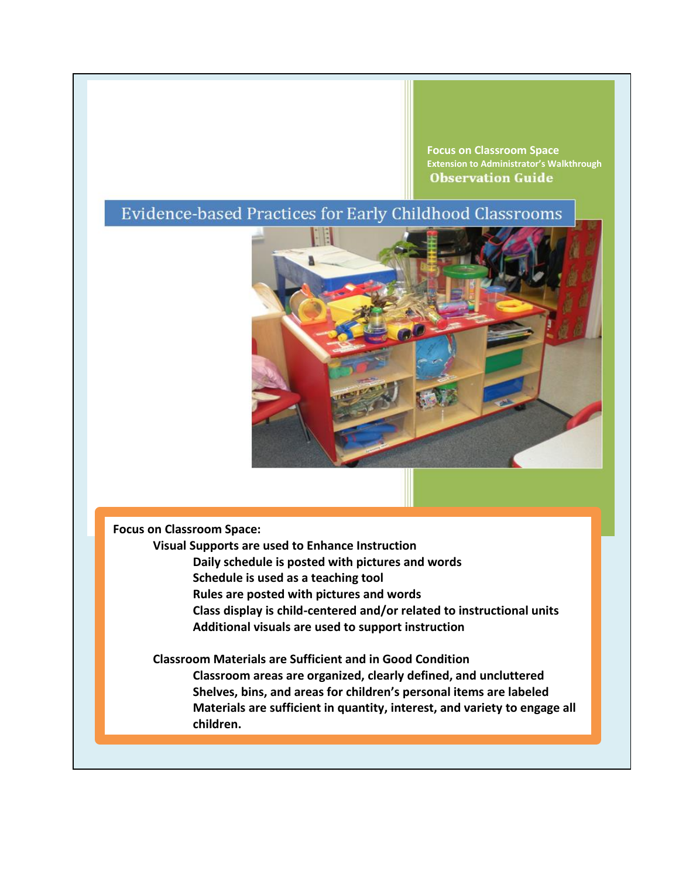**Focus on Classroom Space**
**Extension to Administrator's Walkthrough**
**Observation Guide**

# Evidence-based Practices for Early Childhood Classrooms

**Focus on Classroom Space:**

- **Visual Supports are used to Enhance Instruction**
  - **Daily schedule is posted with pictures and words**
  - **Schedule is used as a teaching tool**
  - **Rules are posted with pictures and words**
  - **Class display is child-centered and/or related to instructional units**
  - **Additional visuals are used to support instruction**

- **Classroom Materials are Sufficient and in Good Condition**
  - **Classroom areas are organized, clearly defined, and uncluttered**
  - **Shelves, bins, and areas for children's personal items are labeled**
  - **Materials are sufficient in quantity, interest, and variety to engage all children.**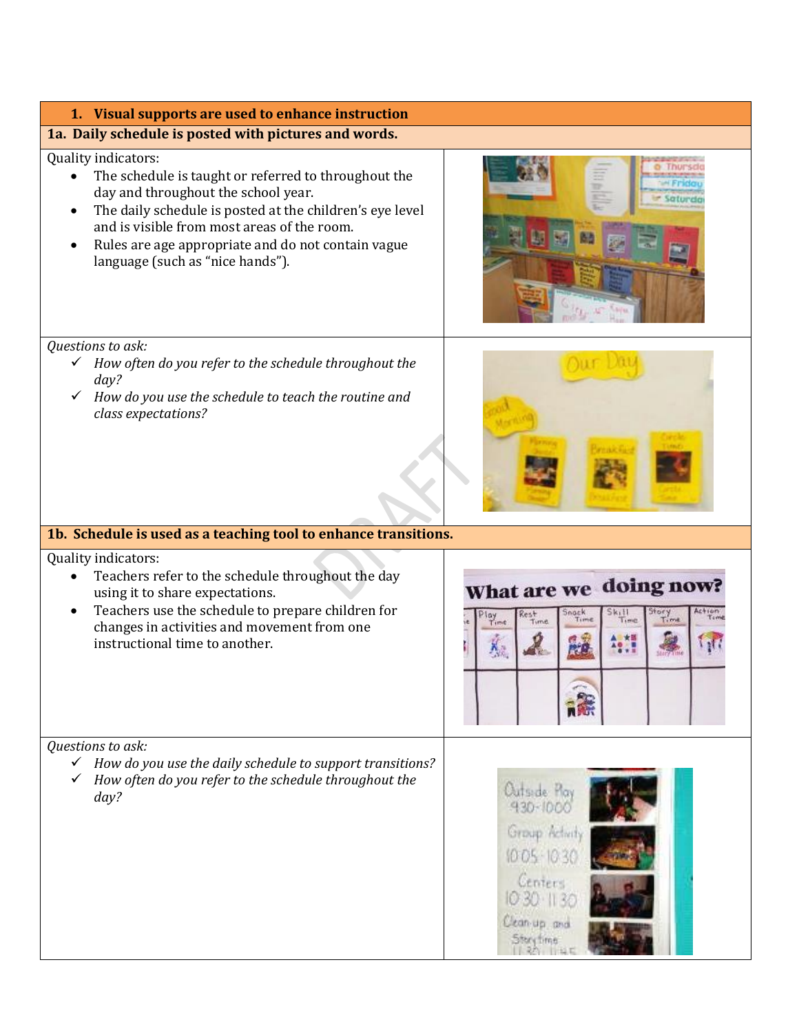## 1. Visual supports are used to enhance instruction

### 1a. Daily schedule is posted with pictures and words.

Quality indicators:

- The schedule is taught or referred to throughout the day and throughout the school year.
- The daily schedule is posted at the children's eye level and is visible from most areas of the room.
- Rules are age appropriate and do not contain vague language (such as "nice hands").

*Questions to ask:*

- ✓ *How often do you refer to the schedule throughout the day?*
- ✓ *How do you use the schedule to teach the routine and class expectations?*

### 1b. Schedule is used as a teaching tool to enhance transitions.

Quality indicators:

- Teachers refer to the schedule throughout the day using it to share expectations.
- Teachers use the schedule to prepare children for changes in activities and movement from one instructional time to another.

*Questions to ask:*

- ✓ *How do you use the daily schedule to support transitions?*
- ✓ *How often do you refer to the schedule throughout the day?*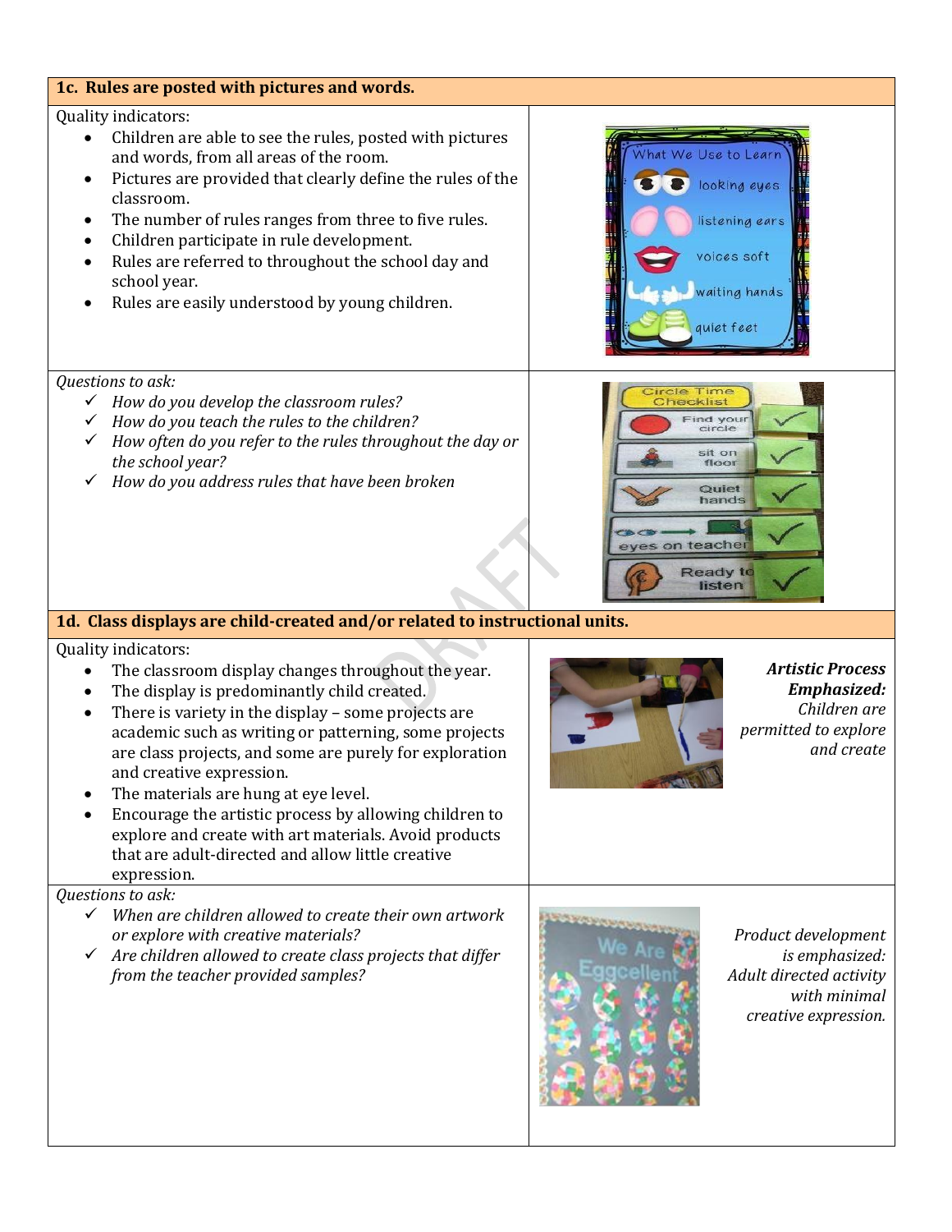## 1c. Rules are posted with pictures and words.

Quality indicators:

- Children are able to see the rules, posted with pictures and words, from all areas of the room.
- Pictures are provided that clearly define the rules of the classroom.
- The number of rules ranges from three to five rules.
- Children participate in rule development.
- Rules are referred to throughout the school day and school year.
- Rules are easily understood by young children.

*Questions to ask:*

- ✓ *How do you develop the classroom rules?*
- ✓ *How do you teach the rules to the children?*
- ✓ *How often do you refer to the rules throughout the day or the school year?*
- ✓ *How do you address rules that have been broken*

## 1d. Class displays are child-created and/or related to instructional units.

Quality indicators:

- The classroom display changes throughout the year.
- The display is predominantly child created.
- There is variety in the display – some projects are academic such as writing or patterning, some projects are class projects, and some are purely for exploration and creative expression.
- The materials are hung at eye level.
- Encourage the artistic process by allowing children to explore and create with art materials. Avoid products that are adult-directed and allow little creative expression.

***Artistic Process Emphasized:*** *Children are permitted to explore and create*

*Questions to ask:*

- ✓ *When are children allowed to create their own artwork or explore with creative materials?*
- ✓ *Are children allowed to create class projects that differ from the teacher provided samples?*

*Product development is emphasized: Adult directed activity with minimal creative expression.*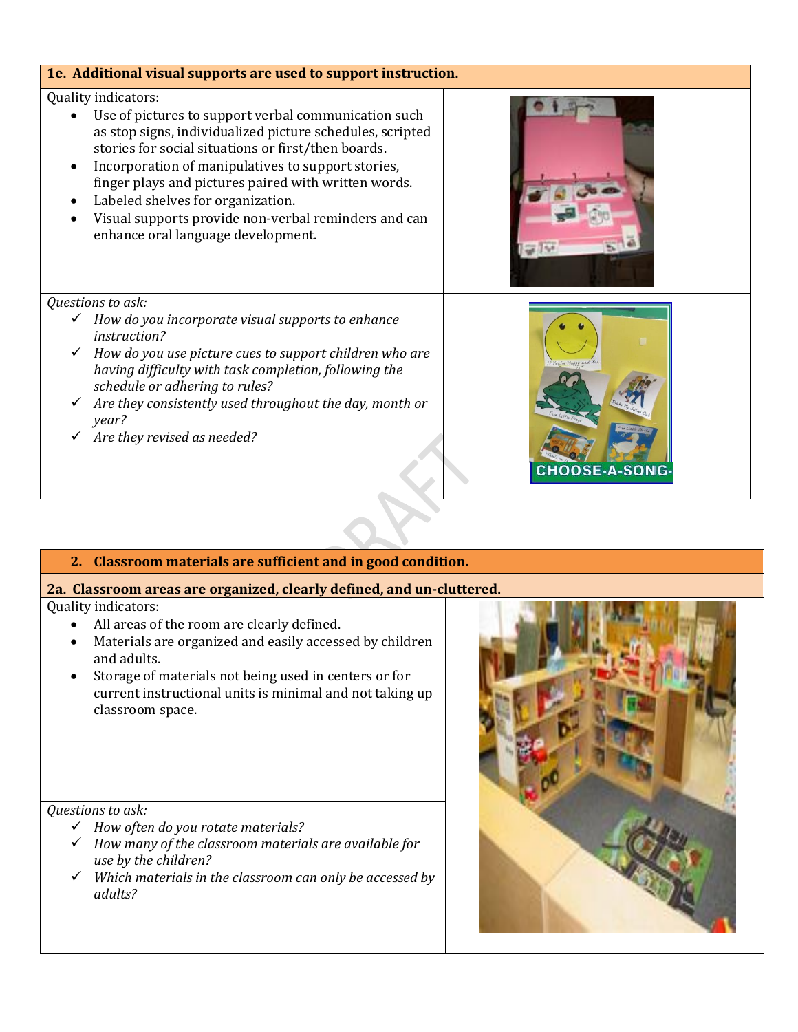## 1e. Additional visual supports are used to support instruction.

Quality indicators:

- Use of pictures to support verbal communication such as stop signs, individualized picture schedules, scripted stories for social situations or first/then boards.
- Incorporation of manipulatives to support stories, finger plays and pictures paired with written words.
- Labeled shelves for organization.
- Visual supports provide non-verbal reminders and can enhance oral language development.

*Questions to ask:*

- ✓ *How do you incorporate visual supports to enhance instruction?*
- ✓ *How do you use picture cues to support children who are having difficulty with task completion, following the schedule or adhering to rules?*
- ✓ *Are they consistently used throughout the day, month or year?*
- ✓ *Are they revised as needed?*

## 2. Classroom materials are sufficient and in good condition.

### 2a. Classroom areas are organized, clearly defined, and un-cluttered.

Quality indicators:

- All areas of the room are clearly defined.
- Materials are organized and easily accessed by children and adults.
- Storage of materials not being used in centers or for current instructional units is minimal and not taking up classroom space.

*Questions to ask:*

- ✓ *How often do you rotate materials?*
- ✓ *How many of the classroom materials are available for use by the children?*
- ✓ *Which materials in the classroom can only be accessed by adults?*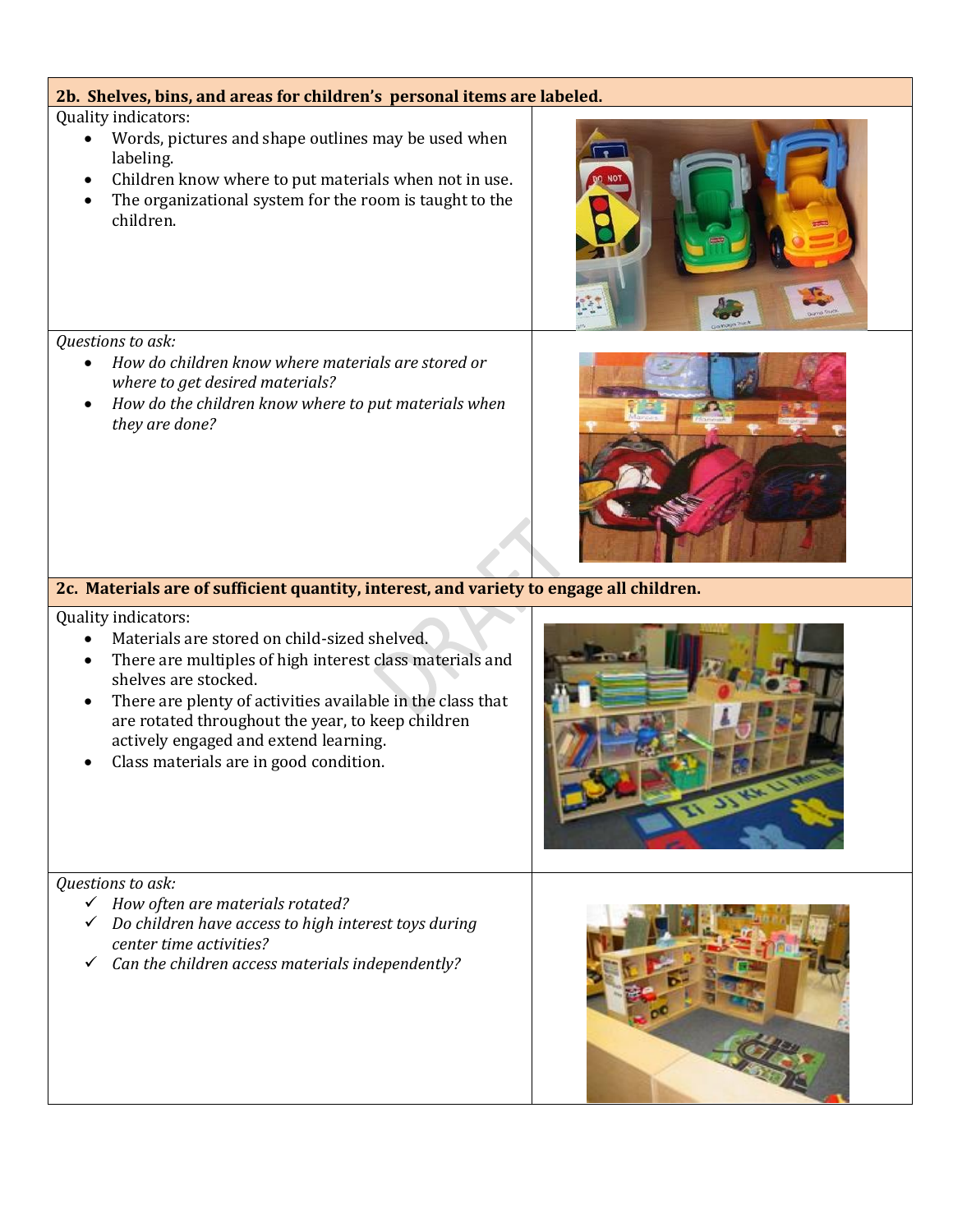## 2b. Shelves, bins, and areas for children's personal items are labeled.

Quality indicators:

- Words, pictures and shape outlines may be used when labeling.
- Children know where to put materials when not in use.
- The organizational system for the room is taught to the children.

*Questions to ask:*

- *How do children know where materials are stored or where to get desired materials?*
- *How do the children know where to put materials when they are done?*

## 2c. Materials are of sufficient quantity, interest, and variety to engage all children.

Quality indicators:

- Materials are stored on child-sized shelved.
- There are multiples of high interest class materials and shelves are stocked.
- There are plenty of activities available in the class that are rotated throughout the year, to keep children actively engaged and extend learning.
- Class materials are in good condition.

*Questions to ask:*

- ✓ *How often are materials rotated?*
- ✓ *Do children have access to high interest toys during center time activities?*
- ✓ *Can the children access materials independently?*